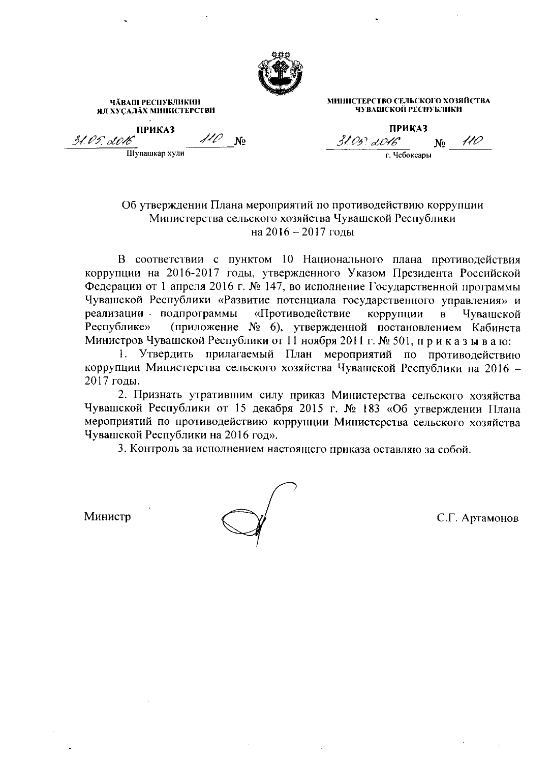ЧĂВАШ РЕСПУБЛИКИН
ЯЛ ХУÇАЛĂХ МИНИСТЕРСТВИ

**ПРИКАЗ**

31.05.2016 110 №

Шупашкар хули

МИНИСТЕРСТВО СЕЛЬСКОГО ХОЗЯЙСТВА
ЧУВАШСКОЙ РЕСПУБЛИКИ

**ПРИКАЗ**

31.05.2016 № 110

г. Чебоксары

Об утверждении Плана мероприятий по противодействию коррупции Министерства сельского хозяйства Чувашской Республики на 2016 – 2017 годы

В соответствии с пунктом 10 Национального плана противодействия коррупции на 2016-2017 годы, утвержденного Указом Президента Российской Федерации от 1 апреля 2016 г. № 147, во исполнение Государственной программы Чувашской Республики «Развитие потенциала государственного управления» и реализации подпрограммы «Противодействие коррупции в Чувашской Республике» (приложение № 6), утвержденной постановлением Кабинета Министров Чувашской Республики от 11 ноября 2011 г. № 501, п р и к а з ы в а ю:

1. Утвердить прилагаемый План мероприятий по противодействию коррупции Министерства сельского хозяйства Чувашской Республики на 2016 – 2017 годы.

2. Признать утратившим силу приказ Министерства сельского хозяйства Чувашской Республики от 15 декабря 2015 г. № 183 «Об утверждении Плана мероприятий по противодействию коррупции Министерства сельского хозяйства Чувашской Республики на 2016 год».

3. Контроль за исполнением настоящего приказа оставляю за собой.

Министр С.Г. Артамонов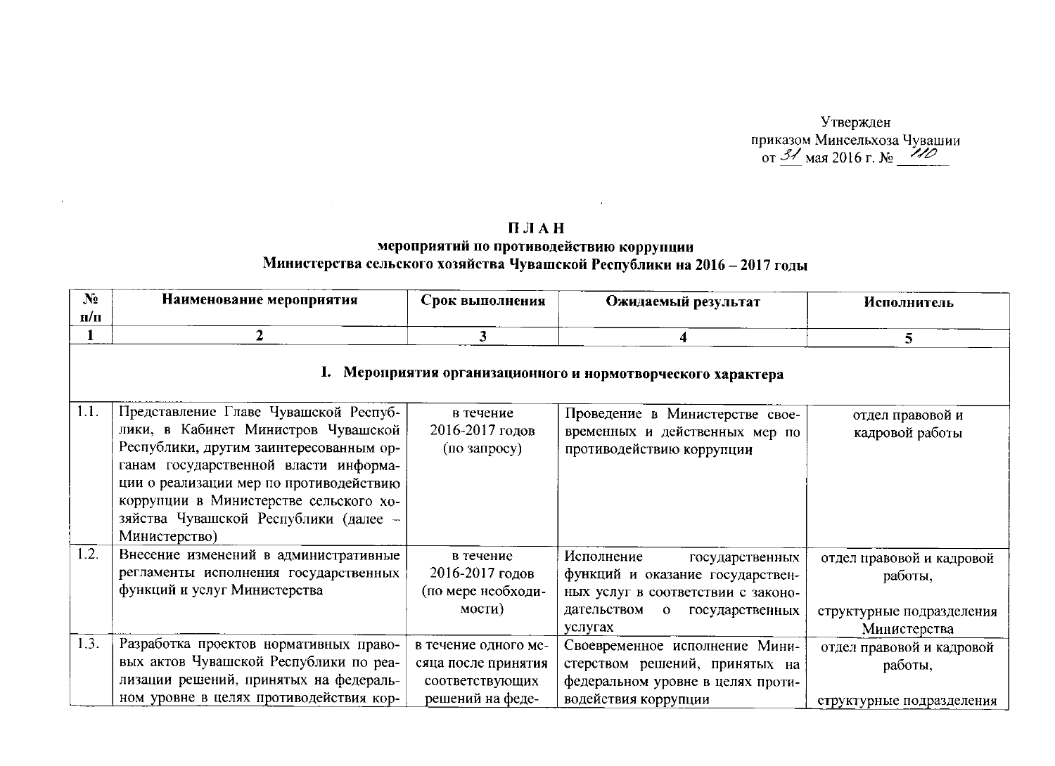Утвержден
приказом Минсельхоза Чувашии
от 31 мая 2016 г. № 110

**П Л А Н**
**мероприятий по противодействию коррупции**
**Министерства сельского хозяйства Чувашской Республики на 2016 – 2017 годы**

| № п/п | Наименование мероприятия | Срок выполнения | Ожидаемый результат | Исполнитель |
|---|---|---|---|---|
| 1 | 2 | 3 | 4 | 5 |
| **I. Мероприятия организационного и нормотворческого характера** | | | | |
| 1.1. | Представление Главе Чувашской Республики, в Кабинет Министров Чувашской Республики, другим заинтересованным органам государственной власти информации о реализации мер по противодействию коррупции в Министерстве сельского хозяйства Чувашской Республики (далее – Министерство) | в течение 2016-2017 годов (по запросу) | Проведение в Министерстве своевременных и действенных мер по противодействию коррупции | отдел правовой и кадровой работы |
| 1.2. | Внесение изменений в административные регламенты исполнения государственных функций и услуг Министерства | в течение 2016-2017 годов (по мере необходимости) | Исполнение государственных функций и оказание государственных услуг в соответствии с законодательством о государственных услугах | отдел правовой и кадровой работы, структурные подразделения Министерства |
| 1.3. | Разработка проектов нормативных правовых актов Чувашской Республики по реализации решений, принятых на федеральном уровне в целях противодействия кор- | в течение одного месяца после принятия соответствующих решений на феде- | Своевременное исполнение Министерством решений, принятых на федеральном уровне в целях противодействия коррупции | отдел правовой и кадровой работы, структурные подразделения |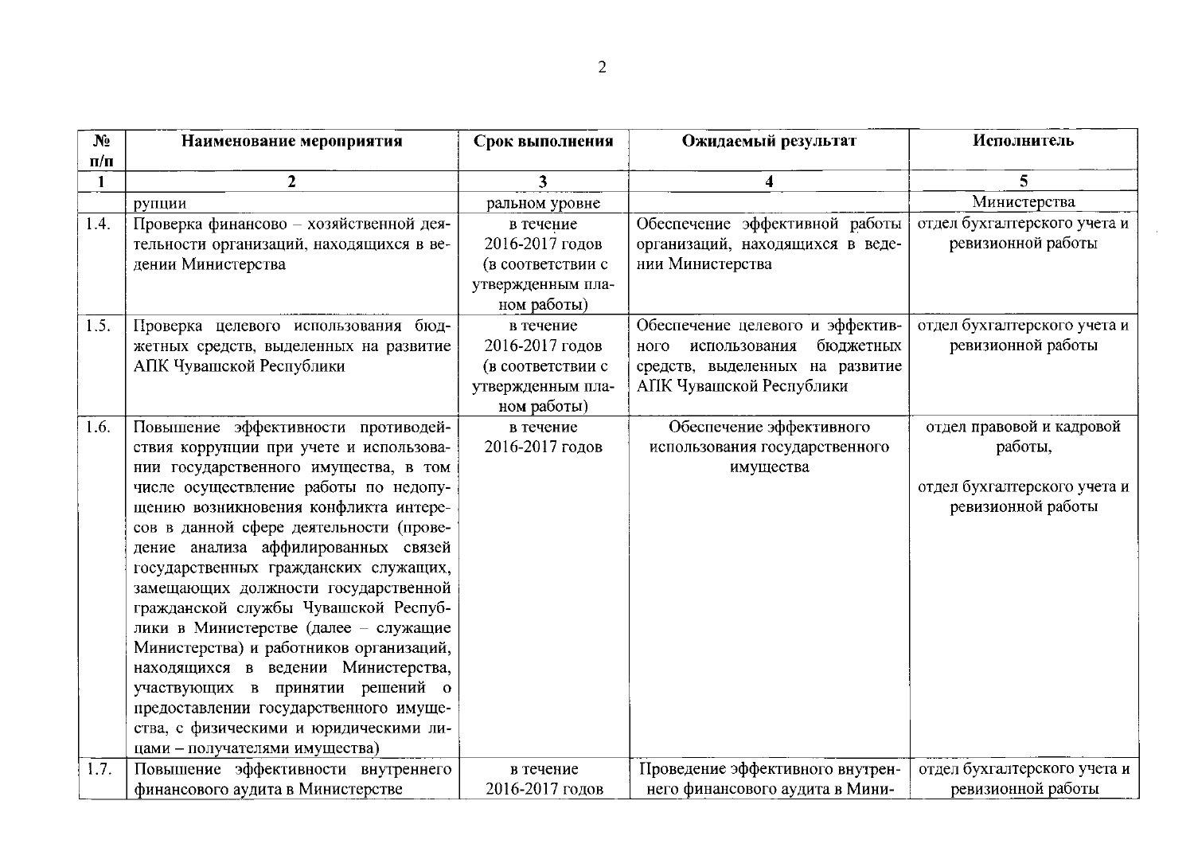| № п/п | Наименование мероприятия | Срок выполнения | Ожидаемый результат | Исполнитель |
|---|---|---|---|---|
| 1 | 2 | 3 | 4 | 5 |
| | рупции | ральном уровне | | Министерства |
| 1.4. | Проверка финансово – хозяйственной деятельности организаций, находящихся в ведении Министерства | в течение 2016-2017 годов (в соответствии с утвержденным планом работы) | Обеспечение эффективной работы организаций, находящихся в ведении Министерства | отдел бухгалтерского учета и ревизионной работы |
| 1.5. | Проверка целевого использования бюджетных средств, выделенных на развитие АПК Чувашской Республики | в течение 2016-2017 годов (в соответствии с утвержденным планом работы) | Обеспечение целевого и эффективного использования бюджетных средств, выделенных на развитие АПК Чувашской Республики | отдел бухгалтерского учета и ревизионной работы |
| 1.6. | Повышение эффективности противодействия коррупции при учете и использовании государственного имущества, в том числе осуществление работы по недопущению возникновения конфликта интересов в данной сфере деятельности (проведение анализа аффилированных связей государственных гражданских служащих, замещающих должности государственной гражданской службы Чувашской Республики в Министерстве (далее – служащие Министерства) и работников организаций, находящихся в ведении Министерства, участвующих в принятии решений о предоставлении государственного имущества, с физическими и юридическими лицами – получателями имущества) | в течение 2016-2017 годов | Обеспечение эффективного использования государственного имущества | отдел правовой и кадровой работы, отдел бухгалтерского учета и ревизионной работы |
| 1.7. | Повышение эффективности внутреннего финансового аудита в Министерстве | в течение 2016-2017 годов | Проведение эффективного внутреннего финансового аудита в Мини- | отдел бухгалтерского учета и ревизионной работы |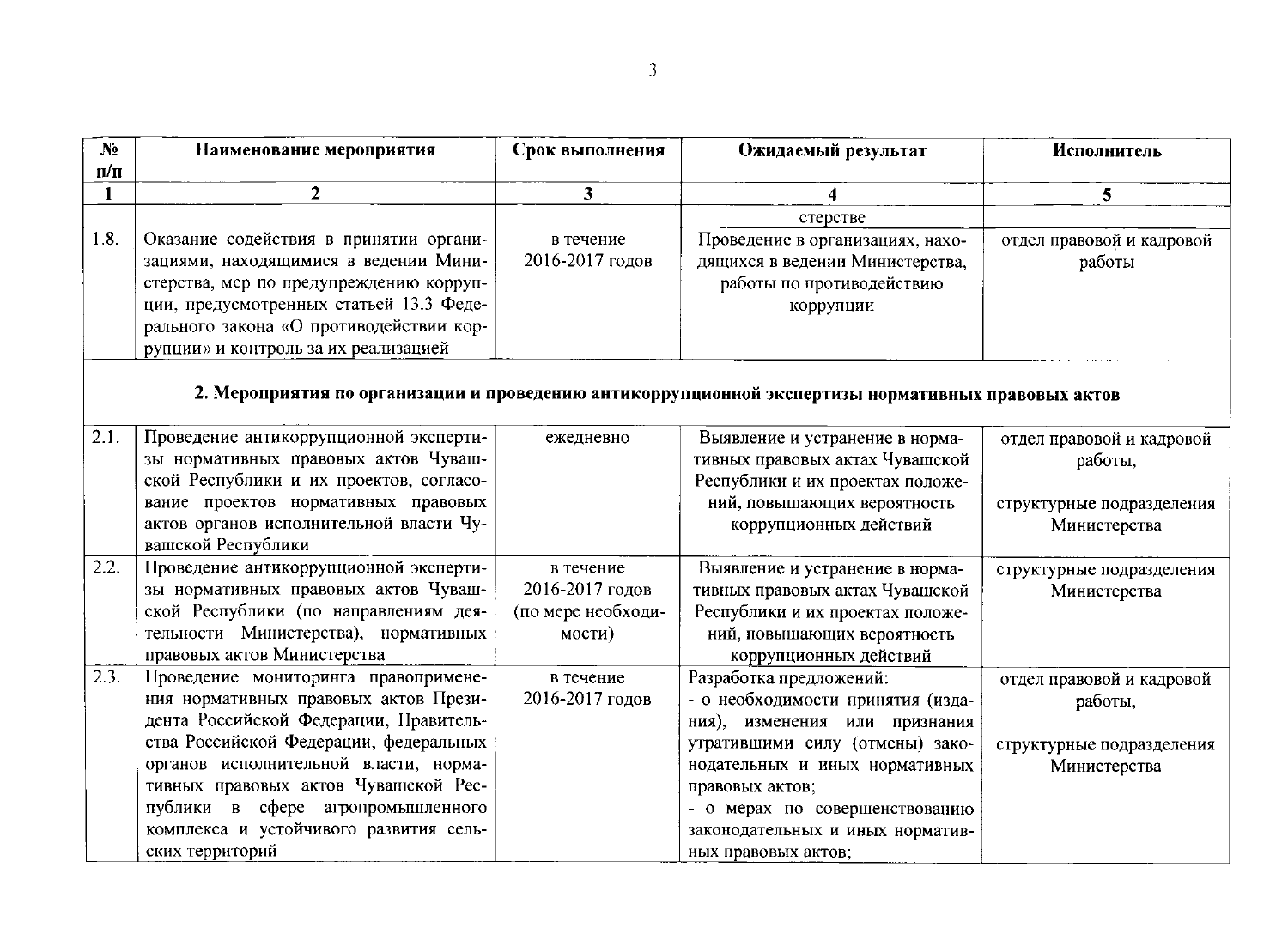| № п/п | Наименование мероприятия | Срок выполнения | Ожидаемый результат | Исполнитель |
|---|---|---|---|---|
| 1 | 2 | 3 | 4 | 5 |
| | | | стерстве | |
| 1.8. | Оказание содействия в принятии организациями, находящимися в ведении Министерства, мер по предупреждению коррупции, предусмотренных статьей 13.3 Федерального закона «О противодействии коррупции» и контроль за их реализацией | в течение 2016-2017 годов | Проведение в организациях, находящихся в ведении Министерства, работы по противодействию коррупции | отдел правовой и кадровой работы |
| **2. Мероприятия по организации и проведению антикоррупционной экспертизы нормативных правовых актов** | | | | |
| 2.1. | Проведение антикоррупционной экспертизы нормативных правовых актов Чувашской Республики и их проектов, согласование проектов нормативных правовых актов органов исполнительной власти Чувашской Республики | ежедневно | Выявление и устранение в нормативных правовых актах Чувашской Республики и их проектах положений, повышающих вероятность коррупционных действий | отдел правовой и кадровой работы, структурные подразделения Министерства |
| 2.2. | Проведение антикоррупционной экспертизы нормативных правовых актов Чувашской Республики (по направлениям деятельности Министерства), нормативных правовых актов Министерства | в течение 2016-2017 годов (по мере необходимости) | Выявление и устранение в нормативных правовых актах Чувашской Республики и их проектах положений, повышающих вероятность коррупционных действий | структурные подразделения Министерства |
| 2.3. | Проведение мониторинга правоприменения нормативных правовых актов Президента Российской Федерации, Правительства Российской Федерации, федеральных органов исполнительной власти, нормативных правовых актов Чувашской Республики в сфере агропромышленного комплекса и устойчивого развития сельских территорий | в течение 2016-2017 годов | Разработка предложений:<br>- о необходимости принятия (издания), изменения или признания утратившими силу (отмены) законодательных и иных нормативных правовых актов;<br>- о мерах по совершенствованию законодательных и иных нормативных правовых актов; | отдел правовой и кадровой работы, структурные подразделения Министерства |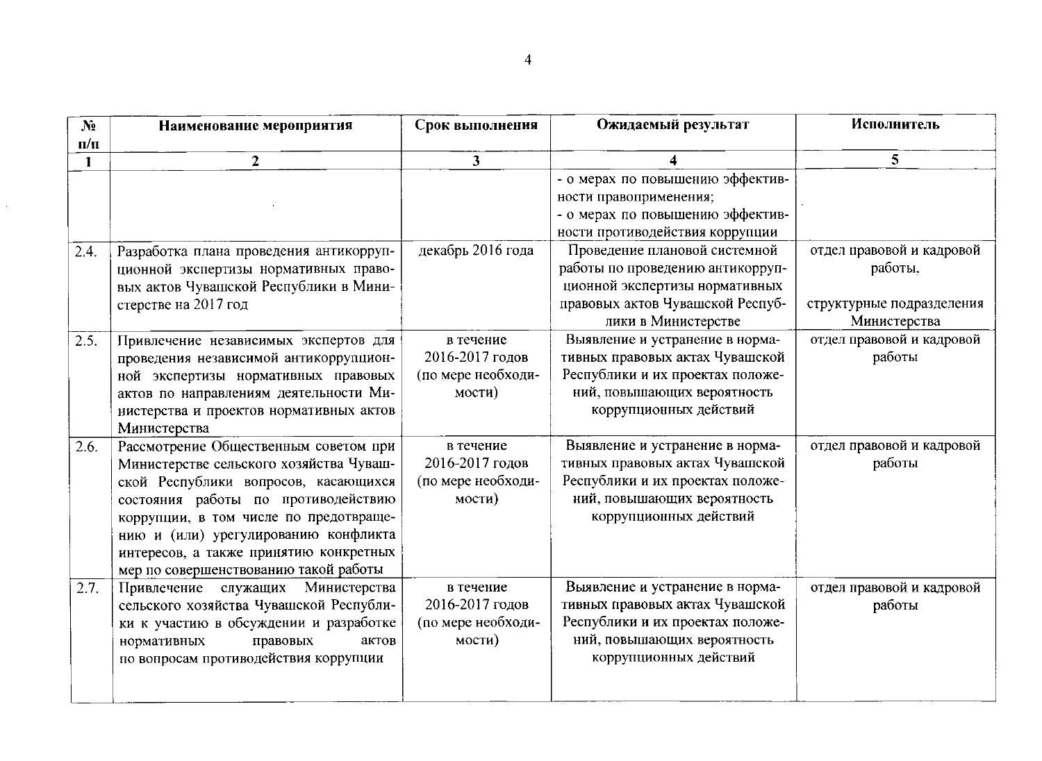| № п/п | Наименование мероприятия | Срок выполнения | Ожидаемый результат | Исполнитель |
|---|---|---|---|---|
| 1 | 2 | 3 | 4 | 5 |
| | | | - о мерах по повышению эффективности правоприменения;<br>- о мерах по повышению эффективности противодействия коррупции | |
| 2.4. | Разработка плана проведения антикоррупционной экспертизы нормативных правовых актов Чувашской Республики в Министерстве на 2017 год | декабрь 2016 года | Проведение плановой системной работы по проведению антикоррупционной экспертизы нормативных правовых актов Чувашской Республики в Министерстве | отдел правовой и кадровой работы,<br><br>структурные подразделения Министерства |
| 2.5. | Привлечение независимых экспертов для проведения независимой антикоррупционной экспертизы нормативных правовых актов по направлениям деятельности Министерства и проектов нормативных актов Министерства | в течение 2016-2017 годов (по мере необходимости) | Выявление и устранение в нормативных правовых актах Чувашской Республики и их проектах положений, повышающих вероятность коррупционных действий | отдел правовой и кадровой работы |
| 2.6. | Рассмотрение Общественным советом при Министерстве сельского хозяйства Чувашской Республики вопросов, касающихся состояния работы по противодействию коррупции, в том числе по предотвращению и (или) урегулированию конфликта интересов, а также принятию конкретных мер по совершенствованию такой работы | в течение 2016-2017 годов (по мере необходимости) | Выявление и устранение в нормативных правовых актах Чувашской Республики и их проектах положений, повышающих вероятность коррупционных действий | отдел правовой и кадровой работы |
| 2.7. | Привлечение служащих Министерства сельского хозяйства Чувашской Республики к участию в обсуждении и разработке нормативных правовых актов по вопросам противодействия коррупции | в течение 2016-2017 годов (по мере необходимости) | Выявление и устранение в нормативных правовых актах Чувашской Республики и их проектах положений, повышающих вероятность коррупционных действий | отдел правовой и кадровой работы |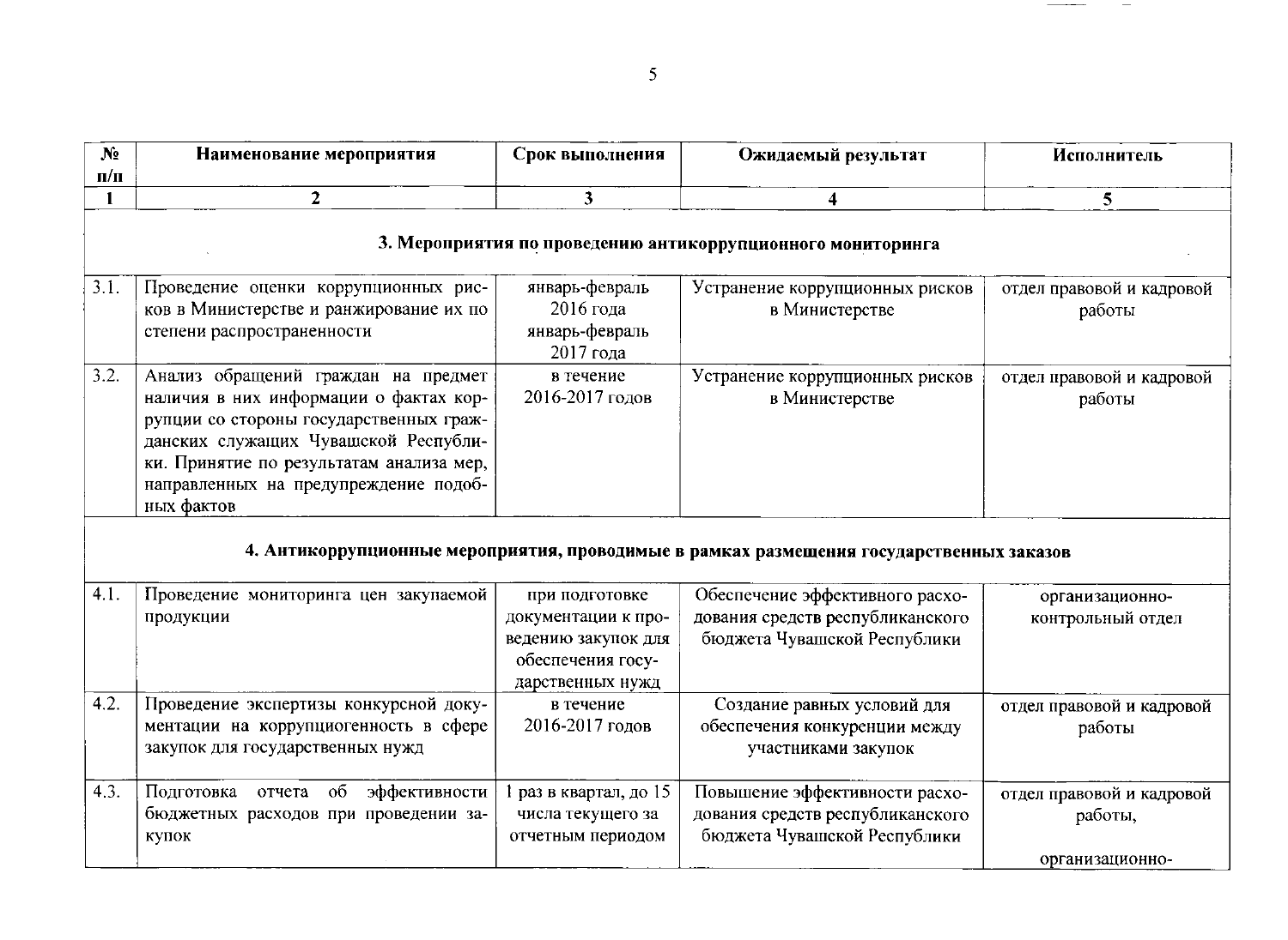| № п/п | Наименование мероприятия | Срок выполнения | Ожидаемый результат | Исполнитель |
|---|---|---|---|---|
| 1 | 2 | 3 | 4 | 5 |
| **3. Мероприятия по проведению антикоррупционного мониторинга** | | | | |
| 3.1. | Проведение оценки коррупционных рисков в Министерстве и ранжирование их по степени распространенности | январь-февраль 2016 года январь-февраль 2017 года | Устранение коррупционных рисков в Министерстве | отдел правовой и кадровой работы |
| 3.2. | Анализ обращений граждан на предмет наличия в них информации о фактах коррупции со стороны государственных гражданских служащих Чувашской Республики. Принятие по результатам анализа мер, направленных на предупреждение подобных фактов | в течение 2016-2017 годов | Устранение коррупционных рисков в Министерстве | отдел правовой и кадровой работы |
| **4. Антикоррупционные мероприятия, проводимые в рамках размещения государственных заказов** | | | | |
| 4.1. | Проведение мониторинга цен закупаемой продукции | при подготовке документации к проведению закупок для обеспечения государственных нужд | Обеспечение эффективного расходования средств республиканского бюджета Чувашской Республики | организационно-контрольный отдел |
| 4.2. | Проведение экспертизы конкурсной документации на коррупциогенность в сфере закупок для государственных нужд | в течение 2016-2017 годов | Создание равных условий для обеспечения конкуренции между участниками закупок | отдел правовой и кадровой работы |
| 4.3. | Подготовка отчета об эффективности бюджетных расходов при проведении закупок | 1 раз в квартал, до 15 числа текущего за отчетным периодом | Повышение эффективности расходования средств республиканского бюджета Чувашской Республики | отдел правовой и кадровой работы, организационно- |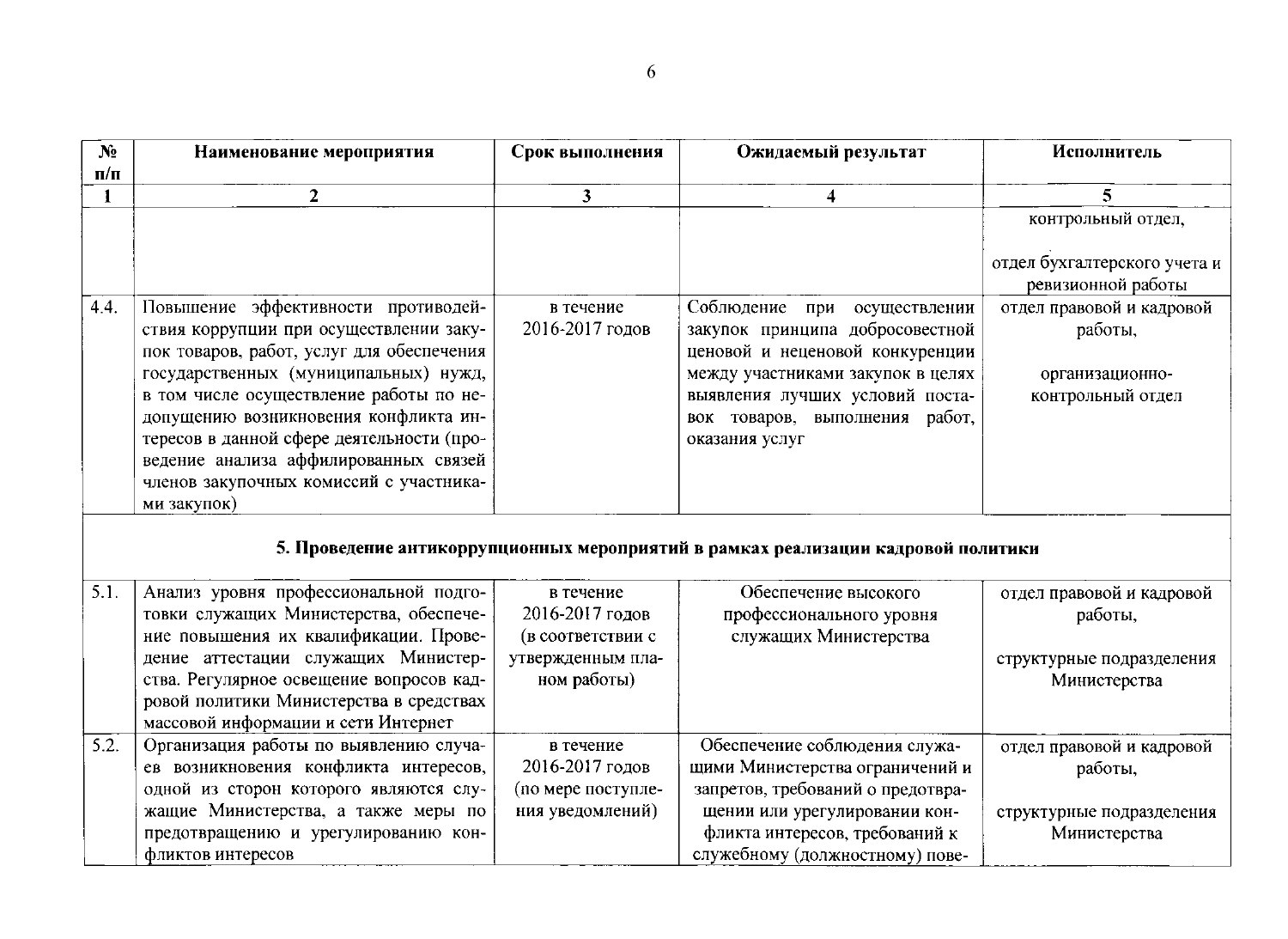| № п/п | Наименование мероприятия | Срок выполнения | Ожидаемый результат | Исполнитель |
|---|---|---|---|---|
| 1 | 2 | 3 | 4 | 5 |
| | | | | контрольный отдел, отдел бухгалтерского учета и ревизионной работы |
| 4.4. | Повышение эффективности противодействия коррупции при осуществлении закупок товаров, работ, услуг для обеспечения государственных (муниципальных) нужд, в том числе осуществление работы по недопущению возникновения конфликта интересов в данной сфере деятельности (проведение анализа аффилированных связей членов закупочных комиссий с участниками закупок) | в течение 2016-2017 годов | Соблюдение при осуществлении закупок принципа добросовестной ценовой и неценовой конкуренции между участниками закупок в целях выявления лучших условий поставок товаров, выполнения работ, оказания услуг | отдел правовой и кадровой работы, организационно-контрольный отдел |
| **5. Проведение антикоррупционных мероприятий в рамках реализации кадровой политики** | | | | |
| 5.1. | Анализ уровня профессиональной подготовки служащих Министерства, обеспечение повышения их квалификации. Проведение аттестации служащих Министерства. Регулярное освещение вопросов кадровой политики Министерства в средствах массовой информации и сети Интернет | в течение 2016-2017 годов (в соответствии с утвержденным планом работы) | Обеспечение высокого профессионального уровня служащих Министерства | отдел правовой и кадровой работы, структурные подразделения Министерства |
| 5.2. | Организация работы по выявлению случаев возникновения конфликта интересов, одной из сторон которого являются служащие Министерства, а также меры по предотвращению и урегулированию конфликтов интересов | в течение 2016-2017 годов (по мере поступления уведомлений) | Обеспечение соблюдения служащими Министерства ограничений и запретов, требований о предотвращении или урегулировании конфликта интересов, требований к служебному (должностному) пове- | отдел правовой и кадровой работы, структурные подразделения Министерства |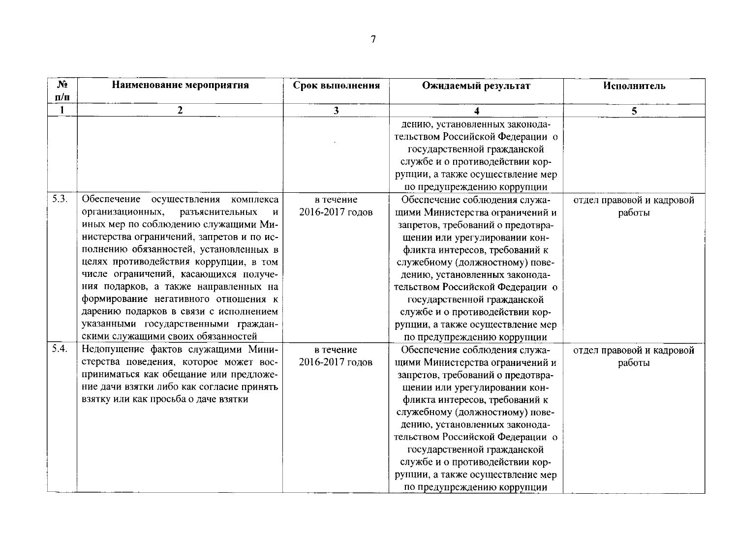| № п/п | Наименование мероприятия | Срок выполнения | Ожидаемый результат | Исполнитель |
|---|---|---|---|---|
| 1 | 2 | 3 | 4 | 5 |
| | | | дению, установленных законодательством Российской Федерации о государственной гражданской службе и о противодействии коррупции, а также осуществление мер по предупреждению коррупции | |
| 5.3. | Обеспечение осуществления комплекса организационных, разъяснительных и иных мер по соблюдению служащими Министерства ограничений, запретов и по исполнению обязанностей, установленных в целях противодействия коррупции, в том числе ограничений, касающихся получения подарков, а также направленных на формирование негативного отношения к дарению подарков в связи с исполнением указанными государственными гражданскими служащими своих обязанностей | в течение 2016-2017 годов | Обеспечение соблюдения служащими Министерства ограничений и запретов, требований о предотвращении или урегулировании конфликта интересов, требований к служебному (должностному) поведению, установленных законодательством Российской Федерации о государственной гражданской службе и о противодействии коррупции, а также осуществление мер по предупреждению коррупции | отдел правовой и кадровой работы |
| 5.4. | Недопущение фактов служащими Министерства поведения, которое может восприниматься как обещание или предложение дачи взятки либо как согласие принять взятку или как просьба о даче взятки | в течение 2016-2017 годов | Обеспечение соблюдения служащими Министерства ограничений и запретов, требований о предотвращении или урегулировании конфликта интересов, требований к служебному (должностному) поведению, установленных законодательством Российской Федерации о государственной гражданской службе и о противодействии коррупции, а также осуществление мер по предупреждению коррупции | отдел правовой и кадровой работы |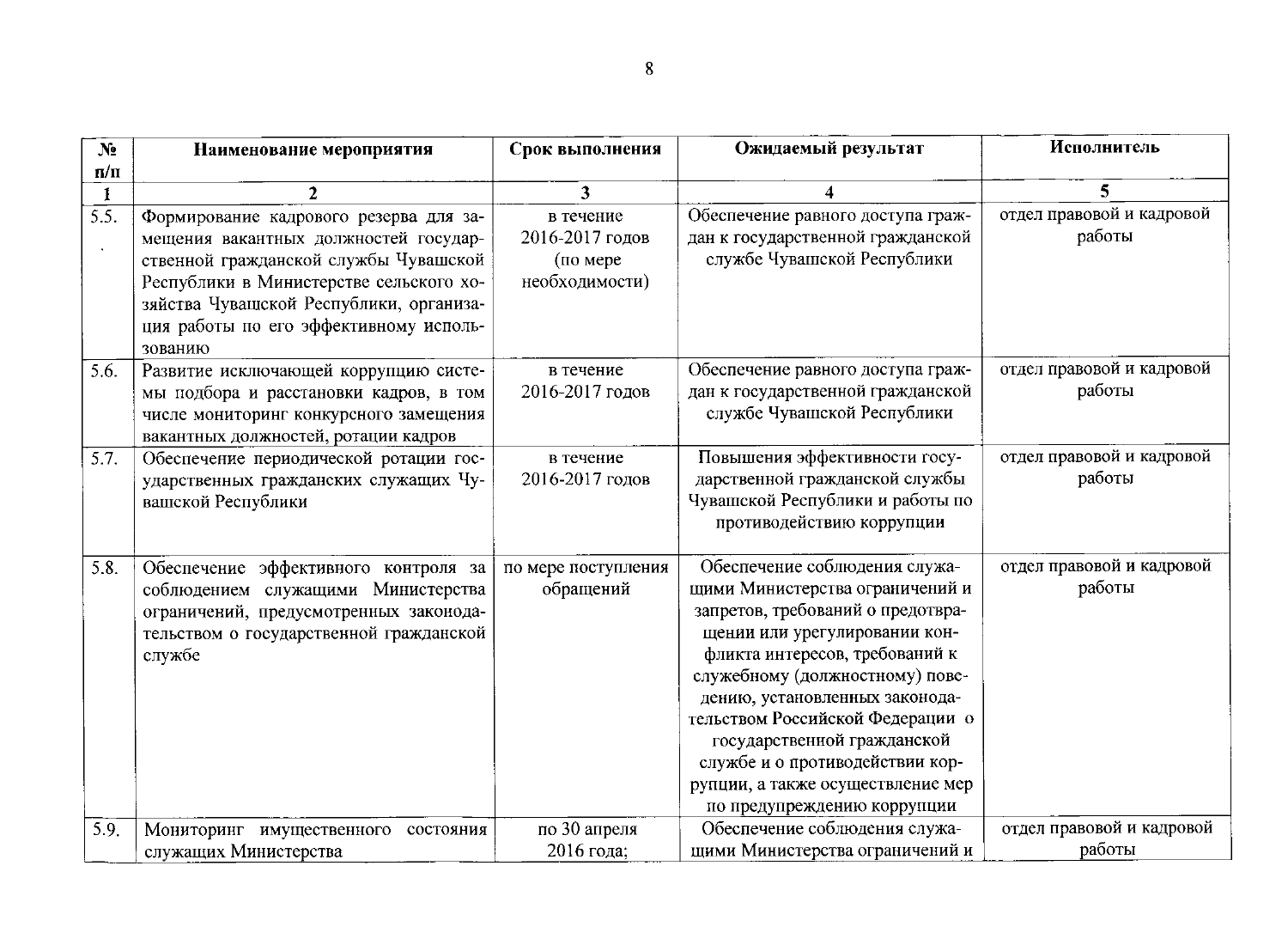| № п/п | Наименование мероприятия | Срок выполнения | Ожидаемый результат | Исполнитель |
|---|---|---|---|---|
| 1 | 2 | 3 | 4 | 5 |
| 5.5. | Формирование кадрового резерва для замещения вакантных должностей государственной гражданской службы Чувашской Республики в Министерстве сельского хозяйства Чувашской Республики, организация работы по его эффективному использованию | в течение 2016-2017 годов (по мере необходимости) | Обеспечение равного доступа граждан к государственной гражданской службе Чувашской Республики | отдел правовой и кадровой работы |
| 5.6. | Развитие исключающей коррупцию системы подбора и расстановки кадров, в том числе мониторинг конкурсного замещения вакантных должностей, ротации кадров | в течение 2016-2017 годов | Обеспечение равного доступа граждан к государственной гражданской службе Чувашской Республики | отдел правовой и кадровой работы |
| 5.7. | Обеспечение периодической ротации государственных гражданских служащих Чувашской Республики | в течение 2016-2017 годов | Повышения эффективности государственной гражданской службы Чувашской Республики и работы по противодействию коррупции | отдел правовой и кадровой работы |
| 5.8. | Обеспечение эффективного контроля за соблюдением служащими Министерства ограничений, предусмотренных законодательством о государственной гражданской службе | по мере поступления обращений | Обеспечение соблюдения служащими Министерства ограничений и запретов, требований о предотвращении или урегулировании конфликта интересов, требований к служебному (должностному) поведению, установленных законодательством Российской Федерации о государственной гражданской службе и о противодействии коррупции, а также осуществление мер по предупреждению коррупции | отдел правовой и кадровой работы |
| 5.9. | Мониторинг имущественного состояния служащих Министерства | по 30 апреля 2016 года; | Обеспечение соблюдения служащими Министерства ограничений и | отдел правовой и кадровой работы |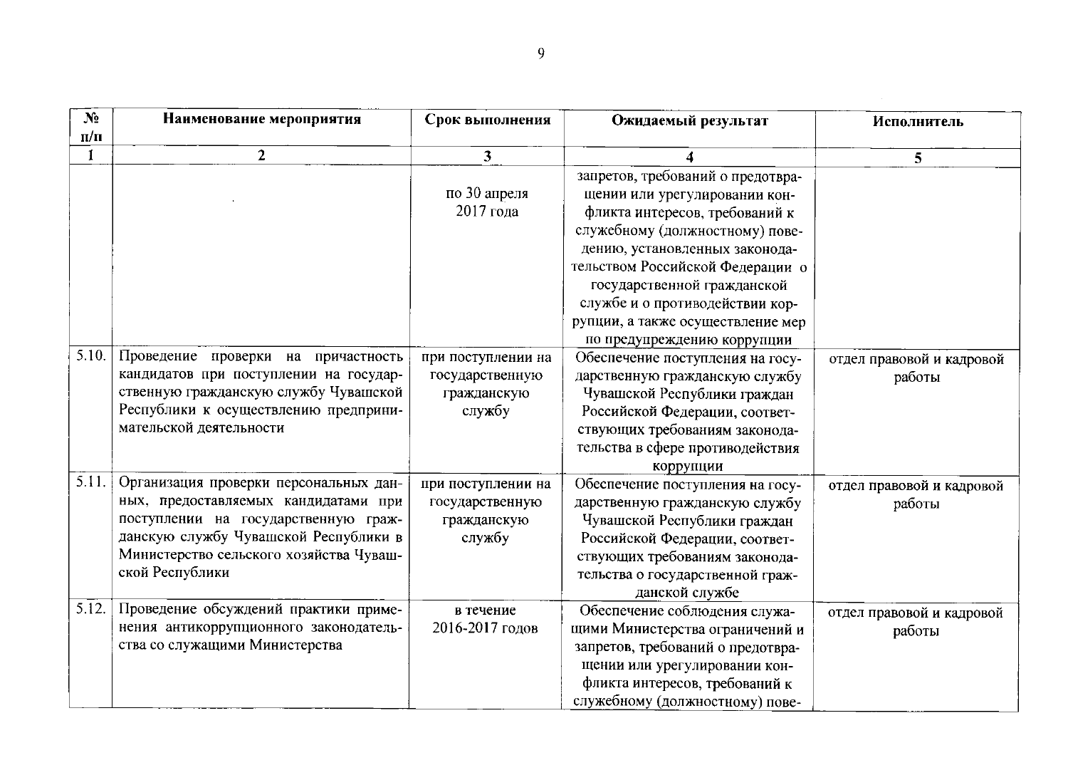| № п/п | Наименование мероприятия | Срок выполнения | Ожидаемый результат | Исполнитель |
|---|---|---|---|---|
| 1 | 2 | 3 | 4 | 5 |
| | | по 30 апреля 2017 года | запретов, требований о предотвращении или урегулировании конфликта интересов, требований к служебному (должностному) поведению, установленных законодательством Российской Федерации о государственной гражданской службе и о противодействии коррупции, а также осуществление мер по предупреждению коррупции | |
| 5.10. | Проведение проверки на причастность кандидатов при поступлении на государственную гражданскую службу Чувашской Республики к осуществлению предпринимательской деятельности | при поступлении на государственную гражданскую службу | Обеспечение поступления на государственную гражданскую службу Чувашской Республики граждан Российской Федерации, соответствующих требованиям законодательства в сфере противодействия коррупции | отдел правовой и кадровой работы |
| 5.11. | Организация проверки персональных данных, предоставляемых кандидатами при поступлении на государственную гражданскую службу Чувашской Республики в Министерство сельского хозяйства Чувашской Республики | при поступлении на государственную гражданскую службу | Обеспечение поступления на государственную гражданскую службу Чувашской Республики граждан Российской Федерации, соответствующих требованиям законодательства о государственной гражданской службе | отдел правовой и кадровой работы |
| 5.12. | Проведение обсуждений практики применения антикоррупционного законодательства со служащими Министерства | в течение 2016-2017 годов | Обеспечение соблюдения служащими Министерства ограничений и запретов, требований о предотвращении или урегулировании конфликта интересов, требований к служебному (должностному) пове- | отдел правовой и кадровой работы |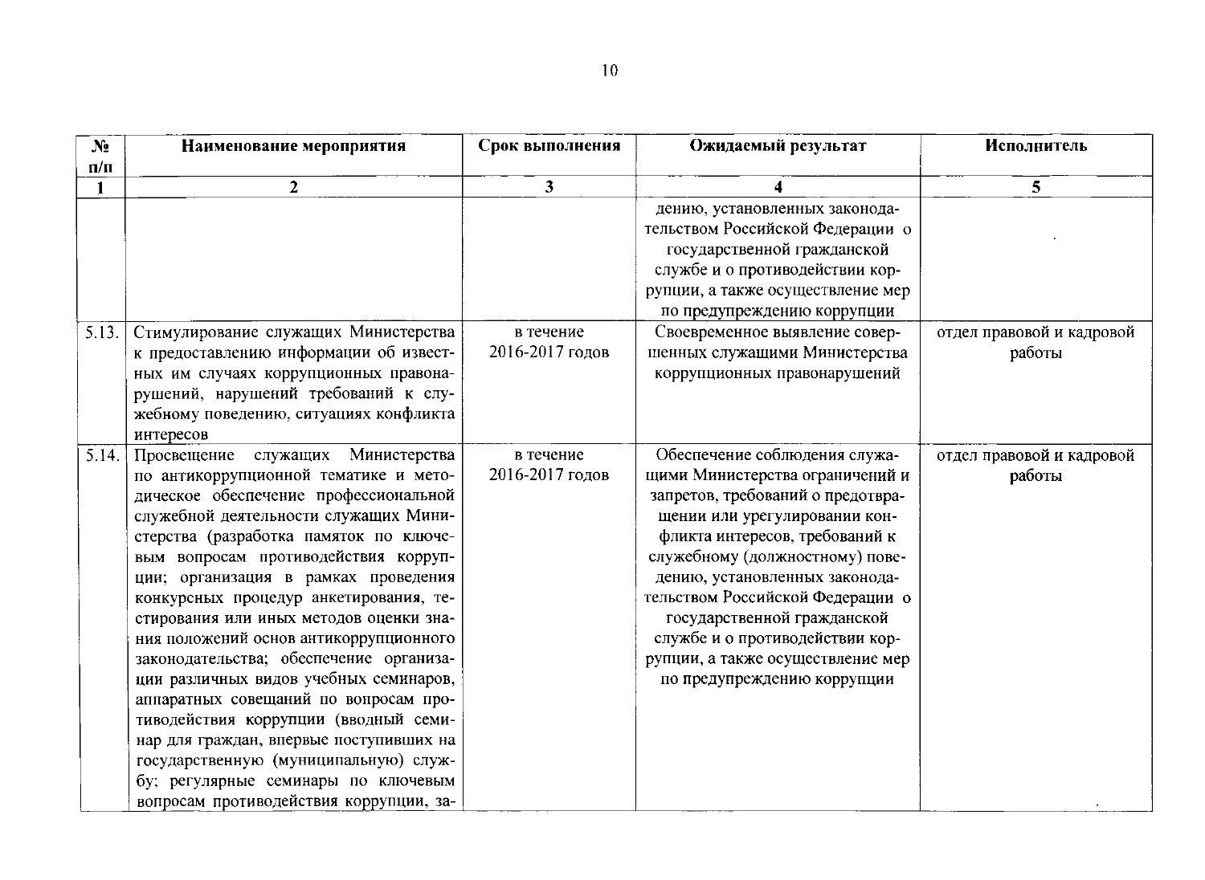| № п/п | Наименование мероприятия | Срок выполнения | Ожидаемый результат | Исполнитель |
|---|---|---|---|---|
| 1 | 2 | 3 | 4 | 5 |
| | | | дению, установленных законодательством Российской Федерации о государственной гражданской службе и о противодействии коррупции, а также осуществление мер по предупреждению коррупции | |
| 5.13. | Стимулирование служащих Министерства к предоставлению информации об известных им случаях коррупционных правонарушений, нарушений требований к служебному поведению, ситуациях конфликта интересов | в течение 2016-2017 годов | Своевременное выявление совершенных служащими Министерства коррупционных правонарушений | отдел правовой и кадровой работы |
| 5.14. | Просвещение служащих Министерства по антикоррупционной тематике и методическое обеспечение профессиональной служебной деятельности служащих Министерства (разработка памяток по ключевым вопросам противодействия коррупции; организация в рамках проведения конкурсных процедур анкетирования, тестирования или иных методов оценки знания положений основ антикоррупционного законодательства; обеспечение организации различных видов учебных семинаров, аппаратных совещаний по вопросам противодействия коррупции (вводный семинар для граждан, впервые поступивших на государственную (муниципальную) службу; регулярные семинары по ключевым вопросам противодействия коррупции, за- | в течение 2016-2017 годов | Обеспечение соблюдения служащими Министерства ограничений и запретов, требований о предотвращении или урегулировании конфликта интересов, требований к служебному (должностному) поведению, установленных законодательством Российской Федерации о государственной гражданской службе и о противодействии коррупции, а также осуществление мер по предупреждению коррупции | отдел правовой и кадровой работы |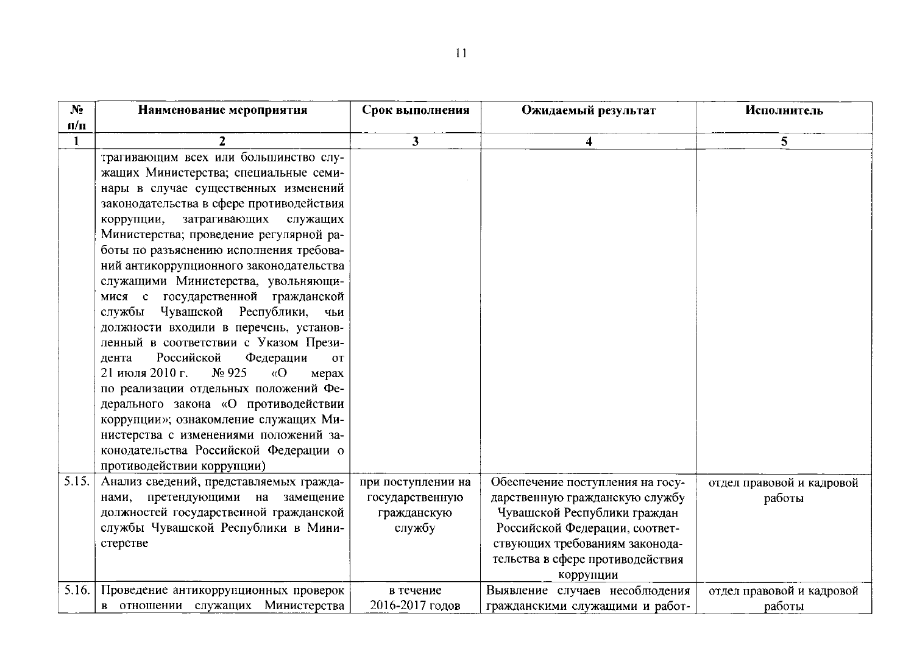| № п/п | Наименование мероприятия | Срок выполнения | Ожидаемый результат | Исполнитель |
|---|---|---|---|---|
| 1 | 2 | 3 | 4 | 5 |
| | трагивающим всех или большинство служащих Министерства; специальные семинары в случае существенных изменений законодательства в сфере противодействия коррупции, затрагивающих служащих Министерства; проведение регулярной работы по разъяснению исполнения требований антикоррупционного законодательства служащими Министерства, увольняющимися с государственной гражданской службы Чувашской Республики, чьи должности входили в перечень, установленный в соответствии с Указом Президента Российской Федерации от 21 июля 2010 г. № 925 «О мерах по реализации отдельных положений Федерального закона «О противодействии коррупции»; ознакомление служащих Министерства с изменениями положений законодательства Российской Федерации о противодействии коррупции) | | | |
| 5.15. | Анализ сведений, представляемых гражданами, претендующими на замещение должностей государственной гражданской службы Чувашской Республики в Министерстве | при поступлении на государственную гражданскую службу | Обеспечение поступления на государственную гражданскую службу Чувашской Республики граждан Российской Федерации, соответствующих требованиям законодательства в сфере противодействия коррупции | отдел правовой и кадровой работы |
| 5.16. | Проведение антикоррупционных проверок в отношении служащих Министерства | в течение 2016-2017 годов | Выявление случаев несоблюдения гражданскими служащими и работ- | отдел правовой и кадровой работы |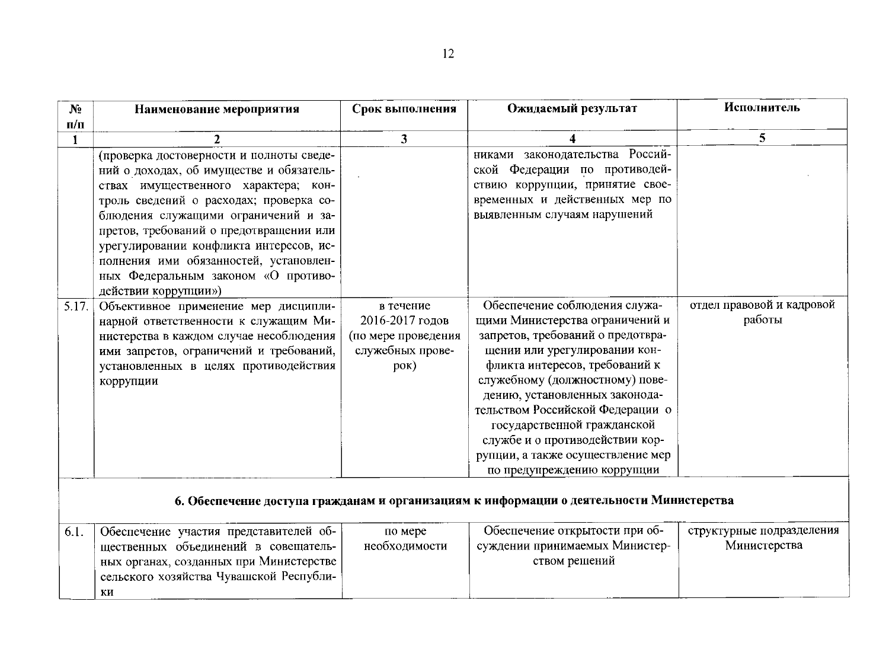| № п/п | Наименование мероприятия | Срок выполнения | Ожидаемый результат | Исполнитель |
|---|---|---|---|---|
| 1 | 2 | 3 | 4 | 5 |
| | (проверка достоверности и полноты сведений о доходах, об имуществе и обязательствах имущественного характера; контроль сведений о расходах; проверка соблюдения служащими ограничений и запретов, требований о предотвращении или урегулировании конфликта интересов, исполнения ими обязанностей, установленных Федеральным законом «О противодействии коррупции») | | никами законодательства Российской Федерации по противодействию коррупции, принятие своевременных и действенных мер по выявленным случаям нарушений | |
| 5.17. | Объективное применение мер дисциплинарной ответственности к служащим Министерства в каждом случае несоблюдения ими запретов, ограничений и требований, установленных в целях противодействия коррупции | в течение 2016-2017 годов (по мере проведения служебных проверок) | Обеспечение соблюдения служащими Министерства ограничений и запретов, требований о предотвращении или урегулировании конфликта интересов, требований к служебному (должностному) поведению, установленных законодательством Российской Федерации о государственной гражданской службе и о противодействии коррупции, а также осуществление мер по предупреждению коррупции | отдел правовой и кадровой работы |
| | **6. Обеспечение доступа гражданам и организациям к информации о деятельности Министерства** | | | |
| 6.1. | Обеспечение участия представителей общественных объединений в совещательных органах, созданных при Министерстве сельского хозяйства Чувашской Республики | по мере необходимости | Обеспечение открытости при обсуждении принимаемых Министерством решений | структурные подразделения Министерства |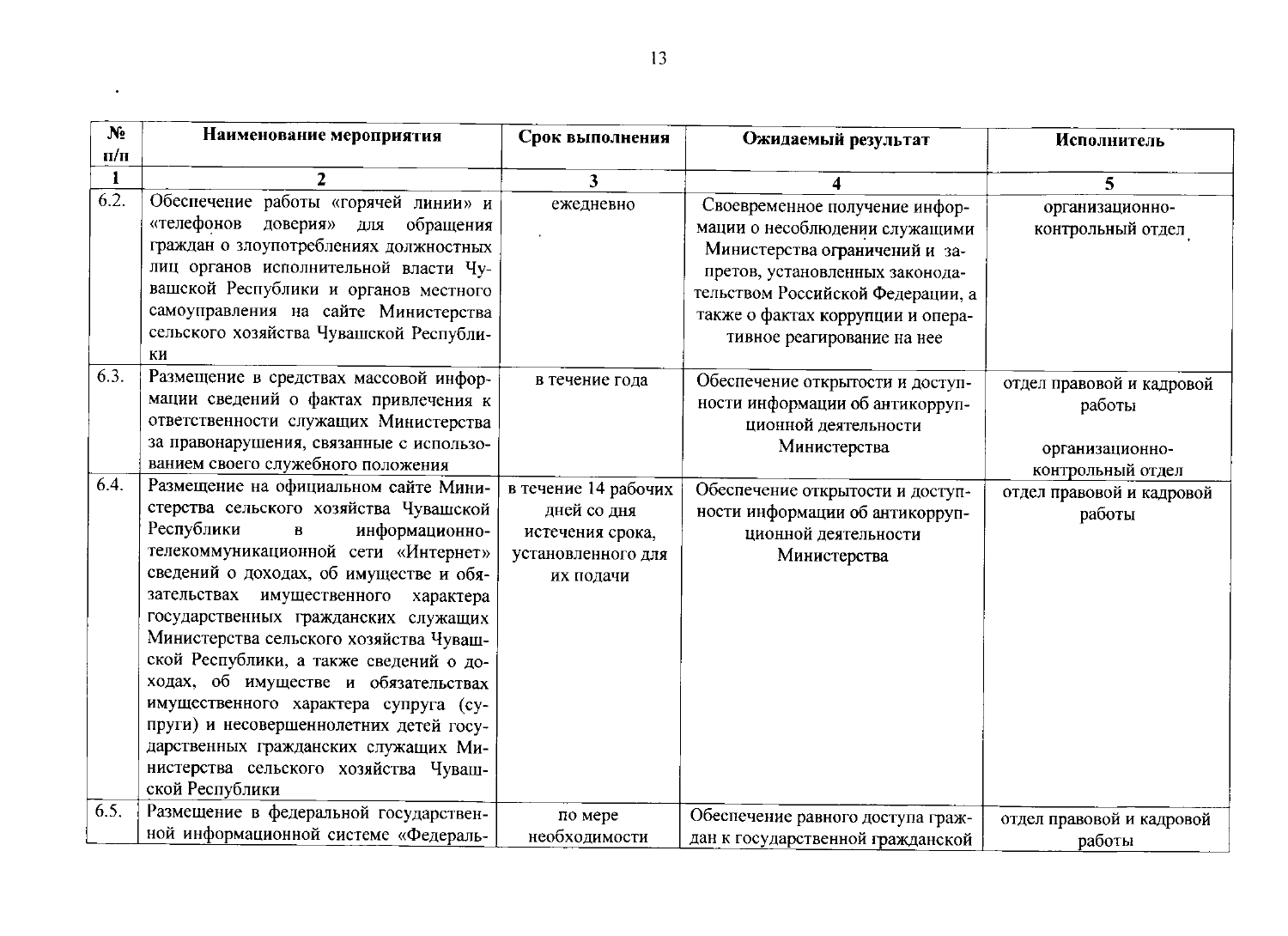| № п/п | Наименование мероприятия | Срок выполнения | Ожидаемый результат | Исполнитель |
|---|---|---|---|---|
| 1 | 2 | 3 | 4 | 5 |
| 6.2. | Обеспечение работы «горячей линии» и «телефонов доверия» для обращения граждан о злоупотреблениях должностных лиц органов исполнительной власти Чувашской Республики и органов местного самоуправления на сайте Министерства сельского хозяйства Чувашской Республики | ежедневно | Своевременное получение информации о несоблюдении служащими Министерства ограничений и запретов, установленных законодательством Российской Федерации, а также о фактах коррупции и оперативное реагирование на нее | организационно-контрольный отдел |
| 6.3. | Размещение в средствах массовой информации сведений о фактах привлечения к ответственности служащих Министерства за правонарушения, связанные с использованием своего служебного положения | в течение года | Обеспечение открытости и доступности информации об антикоррупционной деятельности Министерства | отдел правовой и кадровой работы<br><br>организационно-контрольный отдел |
| 6.4. | Размещение на официальном сайте Министерства сельского хозяйства Чувашской Республики в информационно-телекоммуникационной сети «Интернет» сведений о доходах, об имуществе и обязательствах имущественного характера государственных гражданских служащих Министерства сельского хозяйства Чувашской Республики, а также сведений о доходах, об имуществе и обязательствах имущественного характера супруга (супруги) и несовершеннолетних детей государственных гражданских служащих Министерства сельского хозяйства Чувашской Республики | в течение 14 рабочих дней со дня истечения срока, установленного для их подачи | Обеспечение открытости и доступности информации об антикоррупционной деятельности Министерства | отдел правовой и кадровой работы |
| 6.5. | Размещение в федеральной государственной информационной системе «Федераль- | по мере необходимости | Обеспечение равного доступа граждан к государственной гражданской | отдел правовой и кадровой работы |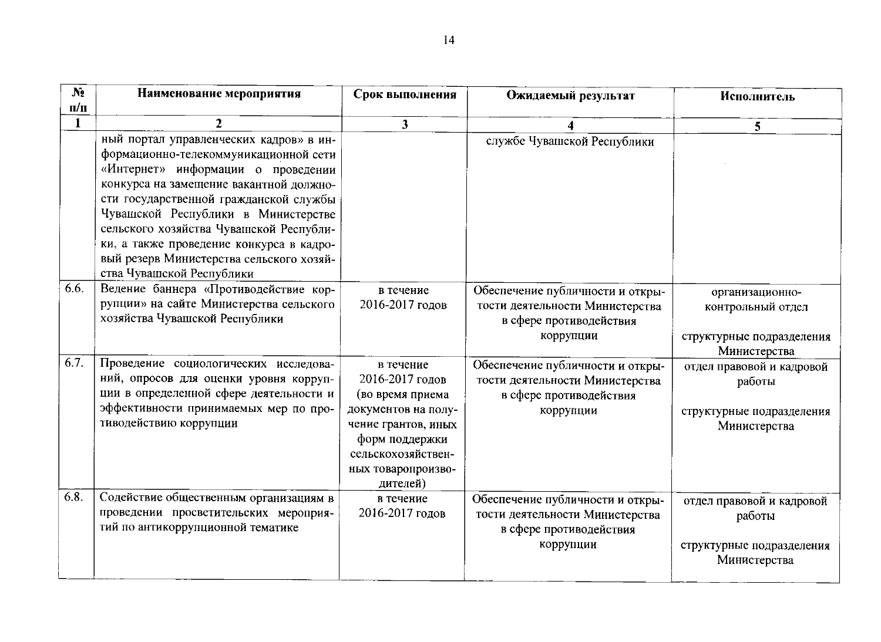| № п/п | Наименование мероприятия | Срок выполнения | Ожидаемый результат | Исполнитель |
|---|---|---|---|---|
| 1 | 2 | 3 | 4 | 5 |
| | ный портал управленческих кадров» в информационно-телекоммуникационной сети «Интернет» информации о проведении конкурса на замещение вакантной должности государственной гражданской службы Чувашской Республики в Министерстве сельского хозяйства Чувашской Республики, а также проведение конкурса в кадровый резерв Министерства сельского хозяйства Чувашской Республики | | службе Чувашской Республики | |
| 6.6. | Ведение баннера «Противодействие коррупции» на сайте Министерства сельского хозяйства Чувашской Республики | в течение 2016-2017 годов | Обеспечение публичности и открытости деятельности Министерства в сфере противодействия коррупции | организационно-контрольный отдел<br><br>структурные подразделения Министерства |
| 6.7. | Проведение социологических исследований, опросов для оценки уровня коррупции в определенной сфере деятельности и эффективности принимаемых мер по противодействию коррупции | в течение 2016-2017 годов (во время приема документов на получение грантов, иных форм поддержки сельскохозяйственных товаропроизводителей) | Обеспечение публичности и открытости деятельности Министерства в сфере противодействия коррупции | отдел правовой и кадровой работы<br><br>структурные подразделения Министерства |
| 6.8. | Содействие общественным организациям в проведении просветительских мероприятий по антикоррупционной тематике | в течение 2016-2017 годов | Обеспечение публичности и открытости деятельности Министерства в сфере противодействия коррупции | отдел правовой и кадровой работы<br><br>структурные подразделения Министерства |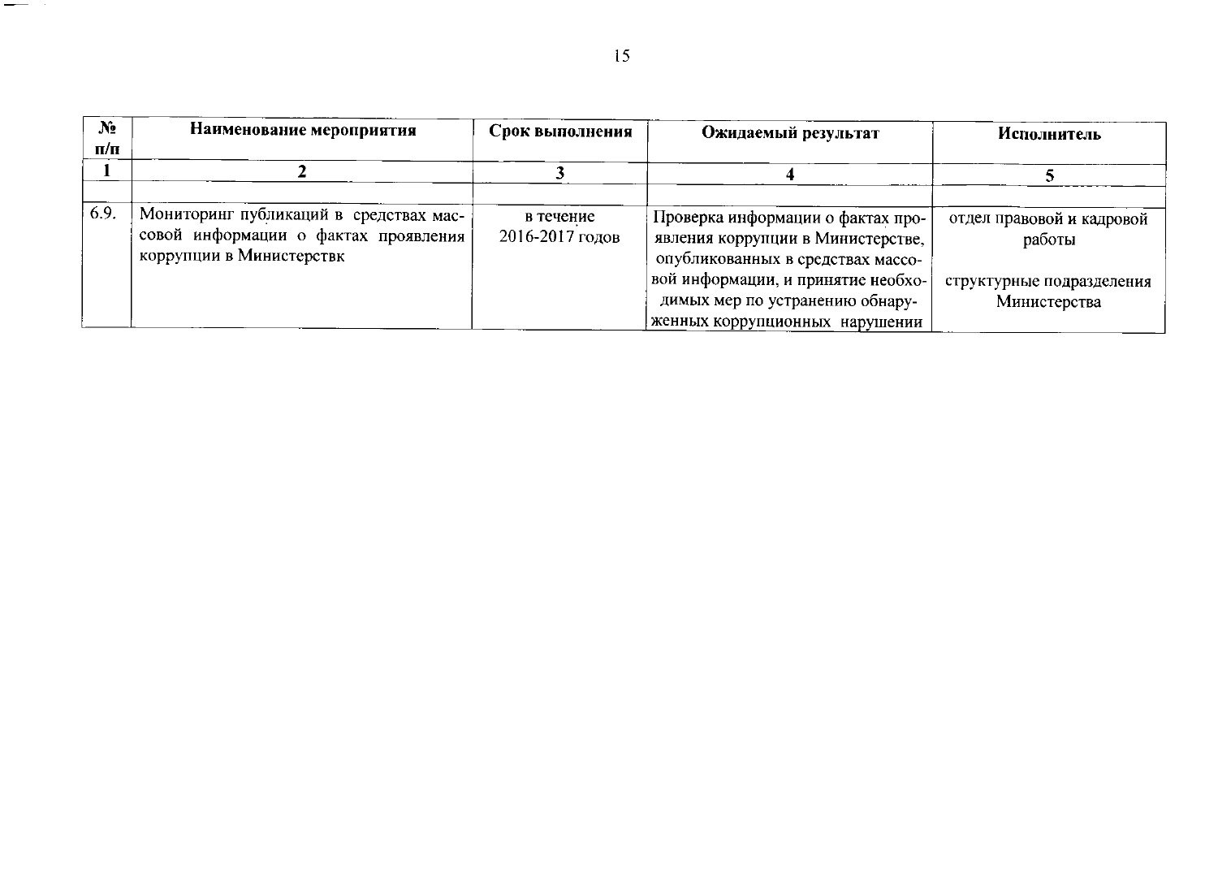| № п/п | Наименование мероприятия | Срок выполнения | Ожидаемый результат | Исполнитель |
|---|---|---|---|---|
| 1 | 2 | 3 | 4 | 5 |
| | | | | |
| 6.9. | Мониторинг публикаций в средствах массовой информации о фактах проявления коррупции в Министерствк | в течение 2016-2017 годов | Проверка информации о фактах проявления коррупции в Министерстве, опубликованных в средствах массовой информации, и принятие необходимых мер по устранению обнаруженных коррупционных нарушении | отдел правовой и кадровой работы<br><br>структурные подразделения Министерства |